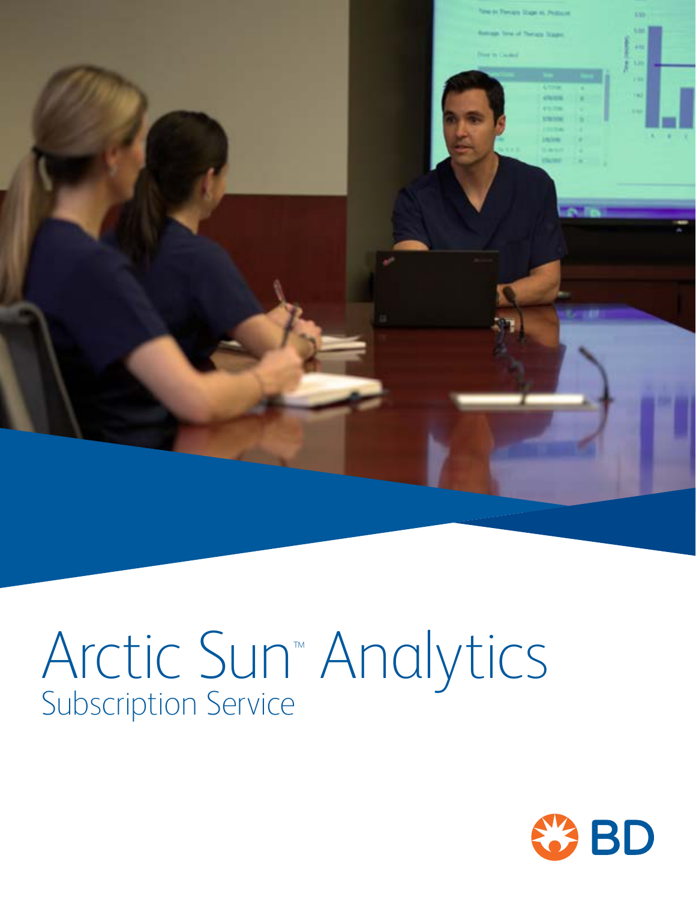# Arctic Sun™ Analytics

## Subscription Service

BD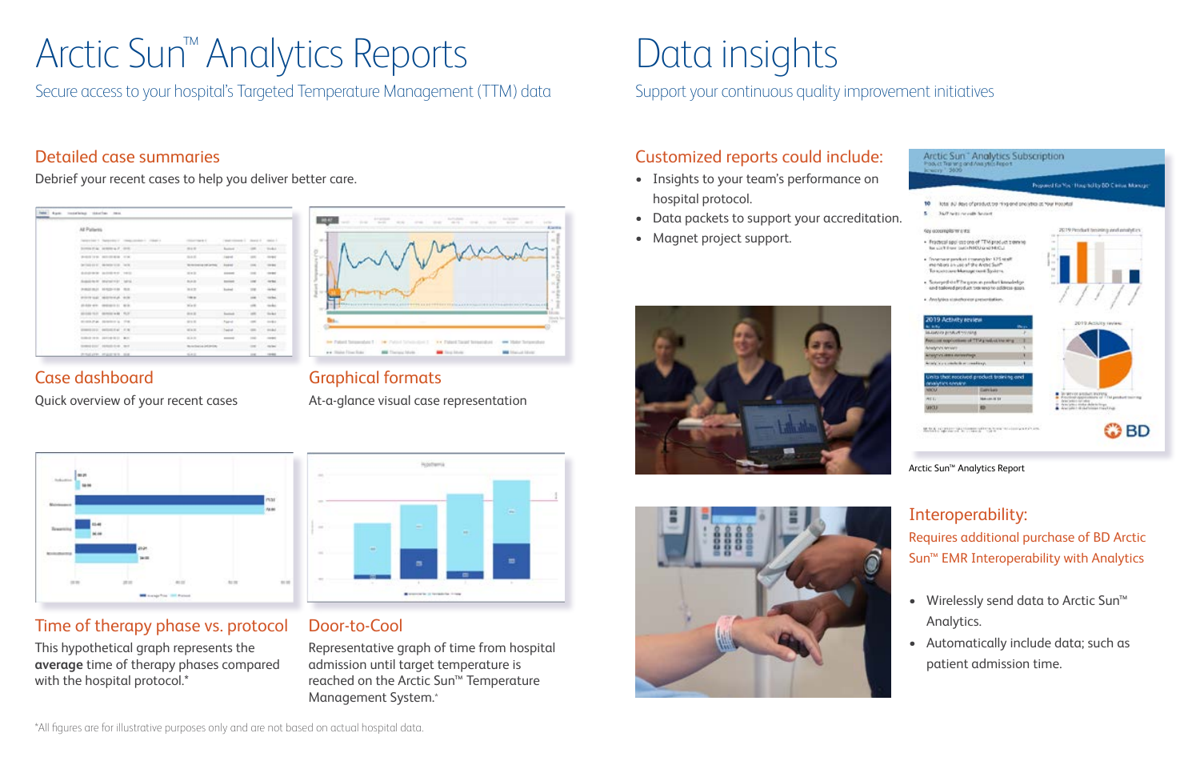# Arctic Sun™ Analytics Reports

Secure access to your hospital's Targeted Temperature Management (TTM) data

## Detailed case summaries

Debrief your recent cases to help you deliver better care.

### Case dashboard

Quick overview of your recent cases

### Graphical formats

At-a-glance visual case representation

### Time of therapy phase vs. protocol

This hypothetical graph represents the **average** time of therapy phases compared with the hospital protocol.*

### Door-to-Cool

Representative graph of time from hospital admission until target temperature is reached on the Arctic Sun™ Temperature Management System.*

*All figures are for illustrative purposes only and are not based on actual hospital data.

# Data insights

Support your continuous quality improvement initiatives

## Customized reports could include:

- Insights to your team's performance on hospital protocol.
- Data packets to support your accreditation.
- Magnet project support.

Arctic Sun™ Analytics Report

## Interoperability:

Requires additional purchase of BD Arctic Sun™ EMR Interoperability with Analytics

- Wirelessly send data to Arctic Sun™ Analytics.
- Automatically include data; such as patient admission time.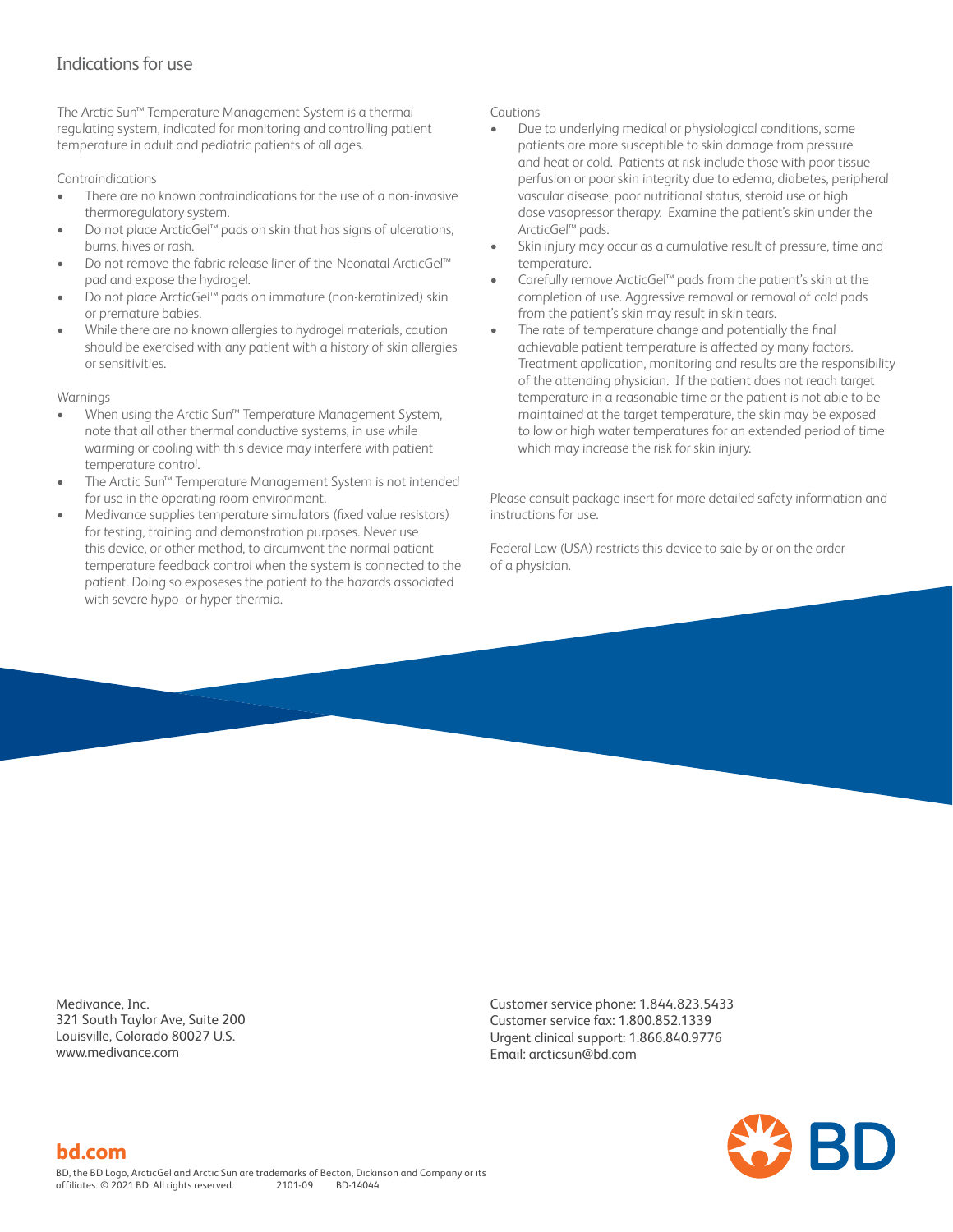## Indications for use

The Arctic Sun™ Temperature Management System is a thermal regulating system, indicated for monitoring and controlling patient temperature in adult and pediatric patients of all ages.

Contraindications

- There are no known contraindications for the use of a non-invasive thermoregulatory system.
- Do not place ArcticGel™ pads on skin that has signs of ulcerations, burns, hives or rash.
- Do not remove the fabric release liner of the Neonatal ArcticGel™ pad and expose the hydrogel.
- Do not place ArcticGel™ pads on immature (non-keratinized) skin or premature babies.
- While there are no known allergies to hydrogel materials, caution should be exercised with any patient with a history of skin allergies or sensitivities.

Warnings

- When using the Arctic Sun™ Temperature Management System, note that all other thermal conductive systems, in use while warming or cooling with this device may interfere with patient temperature control.
- The Arctic Sun™ Temperature Management System is not intended for use in the operating room environment.
- Medivance supplies temperature simulators (fixed value resistors) for testing, training and demonstration purposes. Never use this device, or other method, to circumvent the normal patient temperature feedback control when the system is connected to the patient. Doing so exposeses the patient to the hazards associated with severe hypo- or hyper-thermia.

Cautions

- Due to underlying medical or physiological conditions, some patients are more susceptible to skin damage from pressure and heat or cold. Patients at risk include those with poor tissue perfusion or poor skin integrity due to edema, diabetes, peripheral vascular disease, poor nutritional status, steroid use or high dose vasopressor therapy. Examine the patient's skin under the ArcticGel™ pads.
- Skin injury may occur as a cumulative result of pressure, time and temperature.
- Carefully remove ArcticGel™ pads from the patient's skin at the completion of use. Aggressive removal or removal of cold pads from the patient's skin may result in skin tears.
- The rate of temperature change and potentially the final achievable patient temperature is affected by many factors. Treatment application, monitoring and results are the responsibility of the attending physician. If the patient does not reach target temperature in a reasonable time or the patient is not able to be maintained at the target temperature, the skin may be exposed to low or high water temperatures for an extended period of time which may increase the risk for skin injury.

Please consult package insert for more detailed safety information and instructions for use.

Federal Law (USA) restricts this device to sale by or on the order of a physician.

Medivance, Inc.
321 South Taylor Ave, Suite 200
Louisville, Colorado 80027 U.S.
www.medivance.com

Customer service phone: 1.844.823.5433
Customer service fax: 1.800.852.1339
Urgent clinical support: 1.866.840.9776
Email: arcticsun@bd.com

**bd.com**

BD, the BD Logo, ArcticGel and Arctic Sun are trademarks of Becton, Dickinson and Company or its affiliates. © 2021 BD. All rights reserved. 2101-09 BD-14044